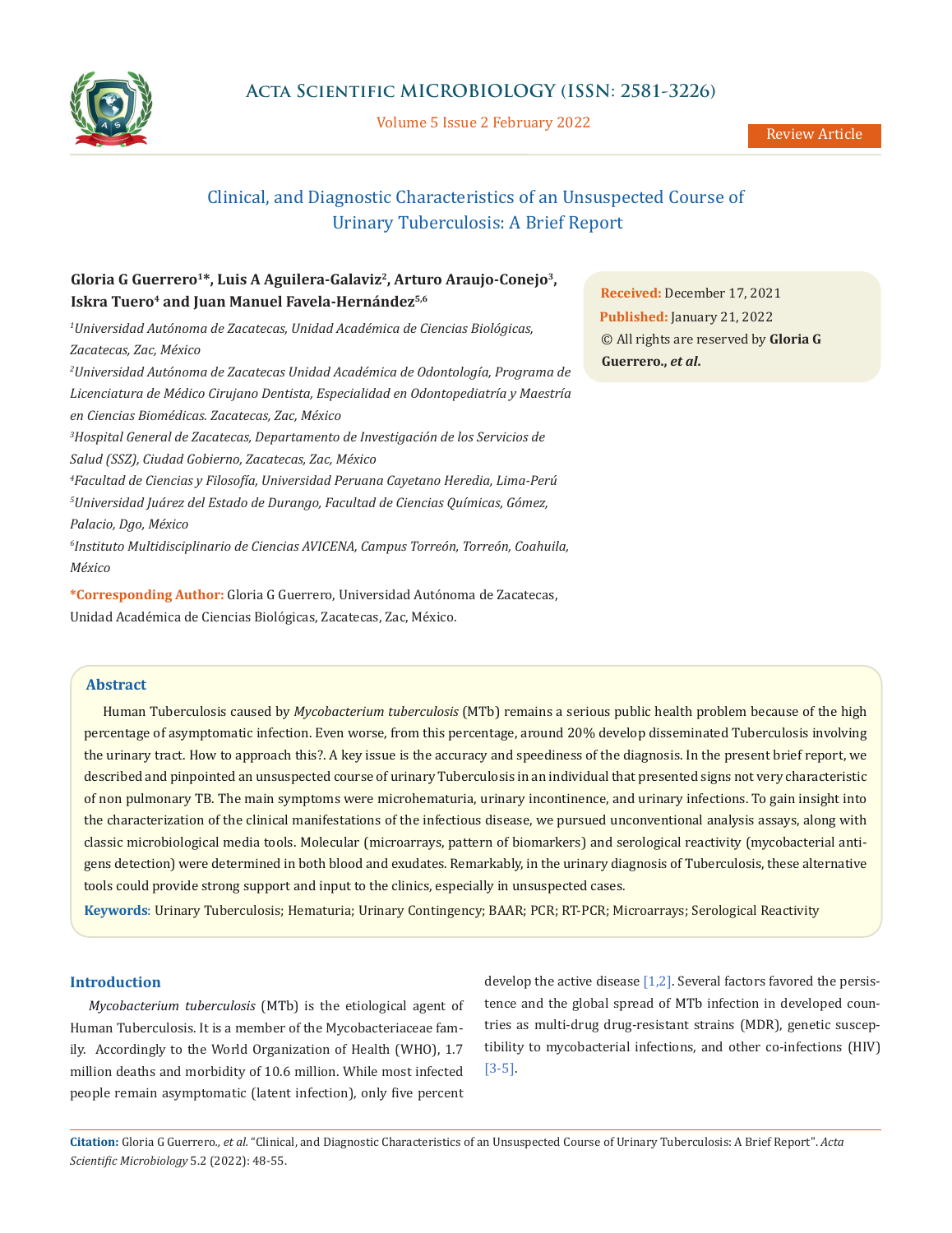# Clinical, and Diagnostic Characteristics of an Unsuspected Course of Urinary Tuberculosis: A Brief Report

**Gloria G Guerrero[1]*, Luis A Aguilera-Galaviz[2], Arturo Araujo-Conejo[3], Iskra Tuero[4] and Juan Manuel Favela-Hernández[5,6]**

[1]*Universidad Autónoma de Zacatecas, Unidad Académica de Ciencias Biológicas, Zacatecas, Zac, México*

[2]*Universidad Autónoma de Zacatecas Unidad Académica de Odontología, Programa de Licenciatura de Médico Cirujano Dentista, Especialidad en Odontopediatría y Maestría en Ciencias Biomédicas. Zacatecas, Zac, México*

[3]*Hospital General de Zacatecas, Departamento de Investigación de los Servicios de Salud (SSZ), Ciudad Gobierno, Zacatecas, Zac, México*

[4]*Facultad de Ciencias y Filosofía, Universidad Peruana Cayetano Heredia, Lima-Perú*

[5]*Universidad Juárez del Estado de Durango, Facultad de Ciencias Químicas, Gómez, Palacio, Dgo, México*

[6]*Instituto Multidisciplinario de Ciencias AVICENA, Campus Torreón, Torreón, Coahuila, México*

**\*Corresponding Author:** Gloria G Guerrero, Universidad Autónoma de Zacatecas, Unidad Académica de Ciencias Biológicas, Zacatecas, Zac, México.

**Received:** December 17, 2021
**Published:** January 21, 2022
© All rights are reserved by **Gloria G Guerrero., *et al*.**

## Abstract

Human Tuberculosis caused by *Mycobacterium tuberculosis* (MTb) remains a serious public health problem because of the high percentage of asymptomatic infection. Even worse, from this percentage, around 20% develop disseminated Tuberculosis involving the urinary tract. How to approach this?. A key issue is the accuracy and speediness of the diagnosis. In the present brief report, we described and pinpointed an unsuspected course of urinary Tuberculosis in an individual that presented signs not very characteristic of non pulmonary TB. The main symptoms were microhematuria, urinary incontinence, and urinary infections. To gain insight into the characterization of the clinical manifestations of the infectious disease, we pursued unconventional analysis assays, along with classic microbiological media tools. Molecular (microarrays, pattern of biomarkers) and serological reactivity (mycobacterial antigens detection) were determined in both blood and exudates. Remarkably, in the urinary diagnosis of Tuberculosis, these alternative tools could provide strong support and input to the clinics, especially in unsuspected cases.

**Keywords**: Urinary Tuberculosis; Hematuria; Urinary Contingency; BAAR; PCR; RT-PCR; Microarrays; Serological Reactivity

## Introduction

*Mycobacterium tuberculosis* (MTb) is the etiological agent of Human Tuberculosis. It is a member of the Mycobacteriaceae family. Accordingly to the World Organization of Health (WHO), 1.7 million deaths and morbidity of 10.6 million. While most infected people remain asymptomatic (latent infection), only five percent develop the active disease [1,2]. Several factors favored the persistence and the global spread of MTb infection in developed countries as multi-drug drug-resistant strains (MDR), genetic susceptibility to mycobacterial infections, and other co-infections (HIV) [3-5].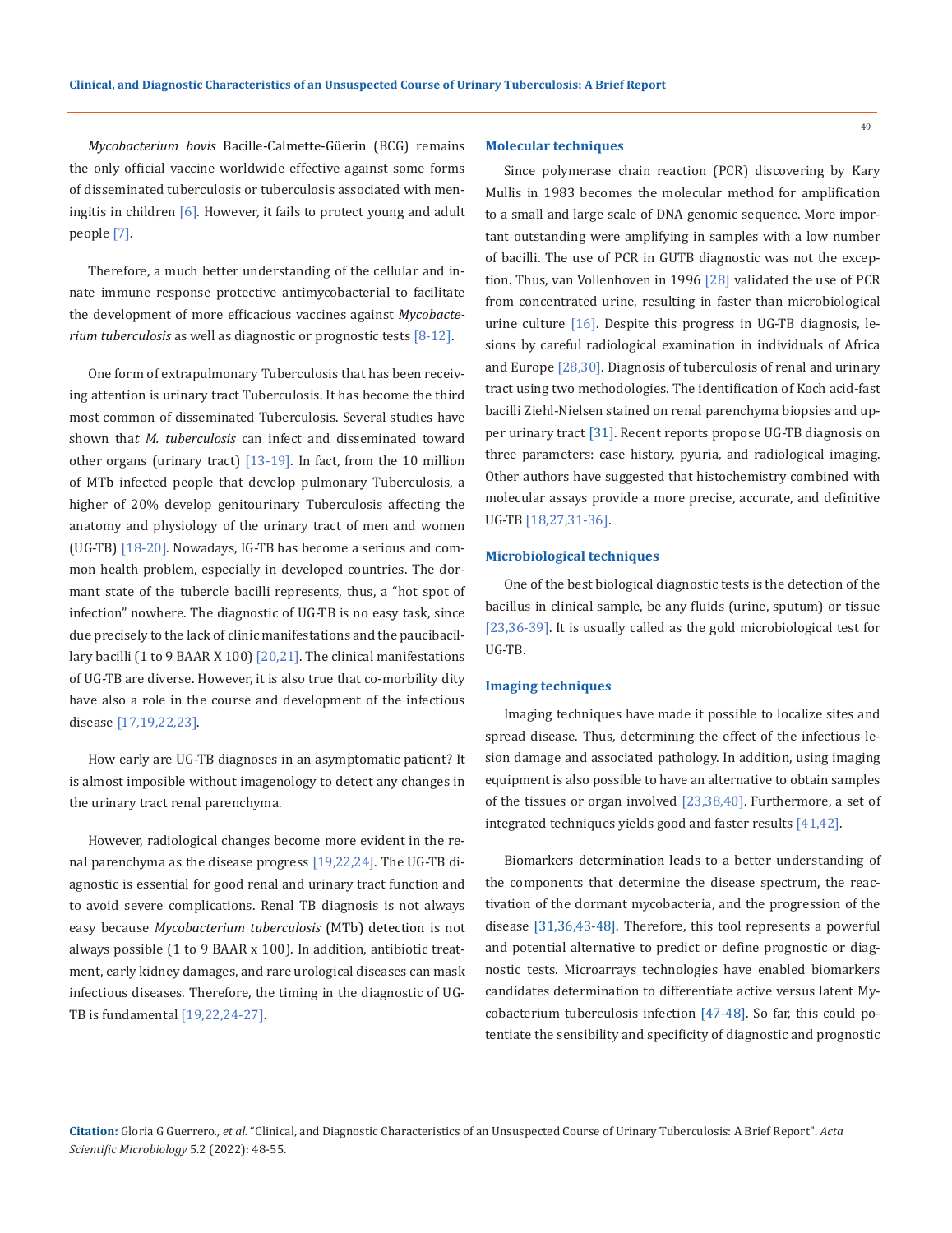*Mycobacterium bovis* Bacille-Calmette-Güerin (BCG) remains the only official vaccine worldwide effective against some forms of disseminated tuberculosis or tuberculosis associated with meningitis in children [6]. However, it fails to protect young and adult people [7].

Therefore, a much better understanding of the cellular and innate immune response protective antimycobacterial to facilitate the development of more efficacious vaccines against *Mycobacterium tuberculosis* as well as diagnostic or prognostic tests [8-12].

One form of extrapulmonary Tuberculosis that has been receiving attention is urinary tract Tuberculosis. It has become the third most common of disseminated Tuberculosis. Several studies have shown that *M. tuberculosis* can infect and disseminated toward other organs (urinary tract) [13-19]. In fact, from the 10 million of MTb infected people that develop pulmonary Tuberculosis, a higher of 20% develop genitourinary Tuberculosis affecting the anatomy and physiology of the urinary tract of men and women (UG-TB) [18-20]. Nowadays, IG-TB has become a serious and common health problem, especially in developed countries. The dormant state of the tubercle bacilli represents, thus, a "hot spot of infection" nowhere. The diagnostic of UG-TB is no easy task, since due precisely to the lack of clinic manifestations and the paucibacillary bacilli (1 to 9 BAAR X 100) [20,21]. The clinical manifestations of UG-TB are diverse. However, it is also true that co-morbility dity have also a role in the course and development of the infectious disease [17,19,22,23].

How early are UG-TB diagnoses in an asymptomatic patient? It is almost imposible without imagenology to detect any changes in the urinary tract renal parenchyma.

However, radiological changes become more evident in the renal parenchyma as the disease progress [19,22,24]. The UG-TB diagnostic is essential for good renal and urinary tract function and to avoid severe complications. Renal TB diagnosis is not always easy because *Mycobacterium tuberculosis* (MTb) detection is not always possible (1 to 9 BAAR x 100). In addition, antibiotic treatment, early kidney damages, and rare urological diseases can mask infectious diseases. Therefore, the timing in the diagnostic of UG-TB is fundamental [19,22,24-27].

### Molecular techniques

Since polymerase chain reaction (PCR) discovering by Kary Mullis in 1983 becomes the molecular method for amplification to a small and large scale of DNA genomic sequence. More important outstanding were amplifying in samples with a low number of bacilli. The use of PCR in GUTB diagnostic was not the exception. Thus, van Vollenhoven in 1996 [28] validated the use of PCR from concentrated urine, resulting in faster than microbiological urine culture [16]. Despite this progress in UG-TB diagnosis, lesions by careful radiological examination in individuals of Africa and Europe [28,30]. Diagnosis of tuberculosis of renal and urinary tract using two methodologies. The identification of Koch acid-fast bacilli Ziehl-Nielsen stained on renal parenchyma biopsies and upper urinary tract [31]. Recent reports propose UG-TB diagnosis on three parameters: case history, pyuria, and radiological imaging. Other authors have suggested that histochemistry combined with molecular assays provide a more precise, accurate, and definitive UG-TB [18,27,31-36].

### Microbiological techniques

One of the best biological diagnostic tests is the detection of the bacillus in clinical sample, be any fluids (urine, sputum) or tissue [23,36-39]. It is usually called as the gold microbiological test for UG-TB.

### Imaging techniques

Imaging techniques have made it possible to localize sites and spread disease. Thus, determining the effect of the infectious lesion damage and associated pathology. In addition, using imaging equipment is also possible to have an alternative to obtain samples of the tissues or organ involved [23,38,40]. Furthermore, a set of integrated techniques yields good and faster results [41,42].

Biomarkers determination leads to a better understanding of the components that determine the disease spectrum, the reactivation of the dormant mycobacteria, and the progression of the disease [31,36,43-48]. Therefore, this tool represents a powerful and potential alternative to predict or define prognostic or diagnostic tests. Microarrays technologies have enabled biomarkers candidates determination to differentiate active versus latent Mycobacterium tuberculosis infection [47-48]. So far, this could potentiate the sensibility and specificity of diagnostic and prognostic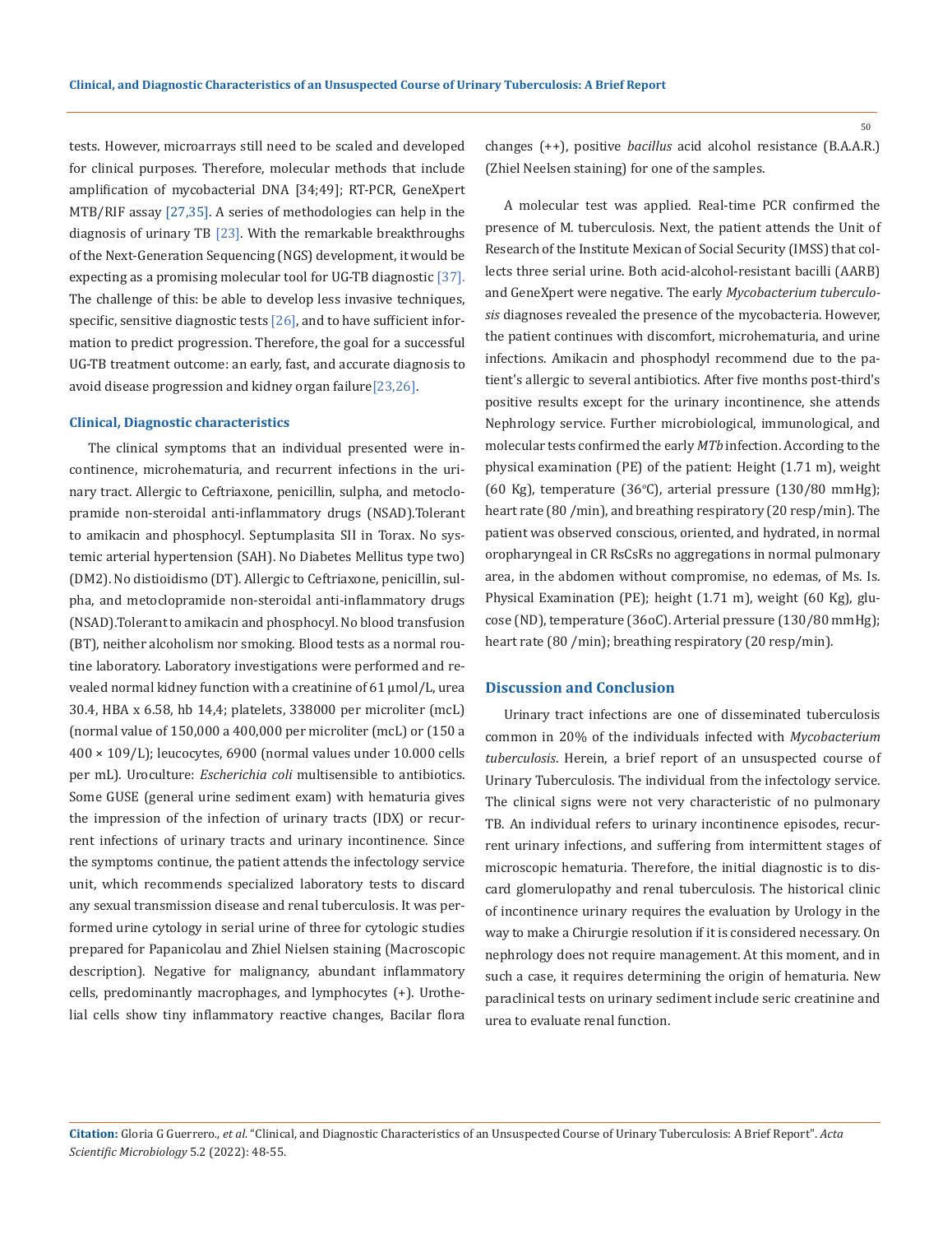tests. However, microarrays still need to be scaled and developed for clinical purposes. Therefore, molecular methods that include amplification of mycobacterial DNA [34;49]; RT-PCR, GeneXpert MTB/RIF assay [27,35]. A series of methodologies can help in the diagnosis of urinary TB [23]. With the remarkable breakthroughs of the Next-Generation Sequencing (NGS) development, it would be expecting as a promising molecular tool for UG-TB diagnostic [37]. The challenge of this: be able to develop less invasive techniques, specific, sensitive diagnostic tests [26], and to have sufficient information to predict progression. Therefore, the goal for a successful UG-TB treatment outcome: an early, fast, and accurate diagnosis to avoid disease progression and kidney organ failure[23,26].

### Clinical, Diagnostic characteristics

The clinical symptoms that an individual presented were incontinence, microhematuria, and recurrent infections in the urinary tract. Allergic to Ceftriaxone, penicillin, sulpha, and metoclopramide non-steroidal anti-inflammatory drugs (NSAD).Tolerant to amikacin and phosphocyl. Septumplasita SII in Torax. No systemic arterial hypertension (SAH). No Diabetes Mellitus type two) (DM2). No distioidismo (DT). Allergic to Ceftriaxone, penicillin, sulpha, and metoclopramide non-steroidal anti-inflammatory drugs (NSAD).Tolerant to amikacin and phosphocyl. No blood transfusion (BT), neither alcoholism nor smoking. Blood tests as a normal routine laboratory. Laboratory investigations were performed and revealed normal kidney function with a creatinine of 61 μmol/L, urea 30.4, HBA x 6.58, hb 14,4; platelets, 338000 per microliter (mcL) (normal value of 150,000 a 400,000 per microliter (mcL) or (150 a 400 × 109/L); leucocytes, 6900 (normal values under 10.000 cells per mL). Uroculture: *Escherichia coli* multisensible to antibiotics. Some GUSE (general urine sediment exam) with hematuria gives the impression of the infection of urinary tracts (IDX) or recurrent infections of urinary tracts and urinary incontinence. Since the symptoms continue, the patient attends the infectology service unit, which recommends specialized laboratory tests to discard any sexual transmission disease and renal tuberculosis. It was performed urine cytology in serial urine of three for cytologic studies prepared for Papanicolau and Zhiel Nielsen staining (Macroscopic description). Negative for malignancy, abundant inflammatory cells, predominantly macrophages, and lymphocytes (+). Urothelial cells show tiny inflammatory reactive changes, Bacilar flora changes (++), positive *bacillus* acid alcohol resistance (B.A.A.R.) (Zhiel Neelsen staining) for one of the samples.

A molecular test was applied. Real-time PCR confirmed the presence of M. tuberculosis. Next, the patient attends the Unit of Research of the Institute Mexican of Social Security (IMSS) that collects three serial urine. Both acid-alcohol-resistant bacilli (AARB) and GeneXpert were negative. The early *Mycobacterium tuberculosis* diagnoses revealed the presence of the mycobacteria. However, the patient continues with discomfort, microhematuria, and urine infections. Amikacin and phosphodyl recommend due to the patient's allergic to several antibiotics. After five months post-third's positive results except for the urinary incontinence, she attends Nephrology service. Further microbiological, immunological, and molecular tests confirmed the early *MTb* infection. According to the physical examination (PE) of the patient: Height (1.71 m), weight (60 Kg), temperature (36°C), arterial pressure (130/80 mmHg); heart rate (80 /min), and breathing respiratory (20 resp/min). The patient was observed conscious, oriented, and hydrated, in normal oropharyngeal in CR RsCsRs no aggregations in normal pulmonary area, in the abdomen without compromise, no edemas, of Ms. Is. Physical Examination (PE); height (1.71 m), weight (60 Kg), glucose (ND), temperature (36oC). Arterial pressure (130/80 mmHg); heart rate (80 /min); breathing respiratory (20 resp/min).

## Discussion and Conclusion

Urinary tract infections are one of disseminated tuberculosis common in 20% of the individuals infected with *Mycobacterium tuberculosis*. Herein, a brief report of an unsuspected course of Urinary Tuberculosis. The individual from the infectology service. The clinical signs were not very characteristic of no pulmonary TB. An individual refers to urinary incontinence episodes, recurrent urinary infections, and suffering from intermittent stages of microscopic hematuria. Therefore, the initial diagnostic is to discard glomerulopathy and renal tuberculosis. The historical clinic of incontinence urinary requires the evaluation by Urology in the way to make a Chirurgie resolution if it is considered necessary. On nephrology does not require management. At this moment, and in such a case, it requires determining the origin of hematuria. New paraclinical tests on urinary sediment include seric creatinine and urea to evaluate renal function.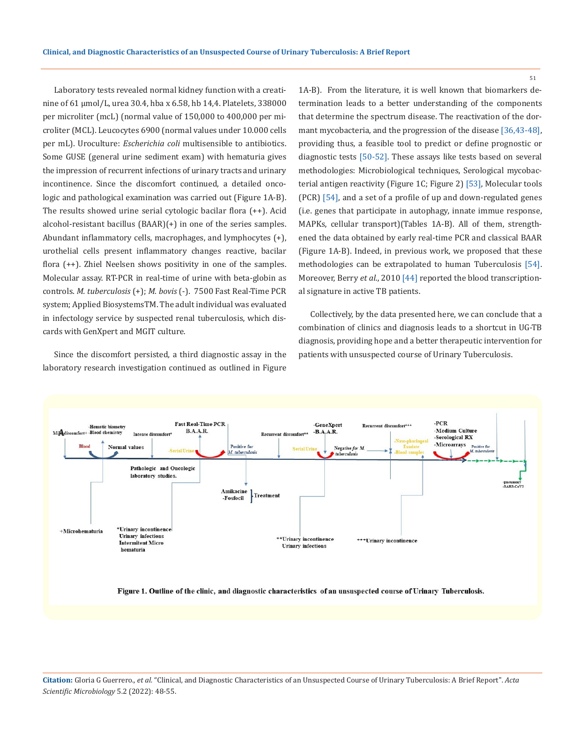Laboratory tests revealed normal kidney function with a creatinine of 61 µmol/L, urea 30.4, hba x 6.58, hb 14,4. Platelets, 338000 per microliter (mcL) (normal value of 150,000 to 400,000 per microliter (MCL). Leucocytes 6900 (normal values under 10.000 cells per mL). Uroculture: *Escherichia coli* multisensible to antibiotics. Some GUSE (general urine sediment exam) with hematuria gives the impression of recurrent infections of urinary tracts and urinary incontinence. Since the discomfort continued, a detailed oncologic and pathological examination was carried out (Figure 1A-B). The results showed urine serial cytologic bacilar flora (++). Acid alcohol-resistant bacillus (BAAR)(+) in one of the series samples. Abundant inflammatory cells, macrophages, and lymphocytes (+), urothelial cells present inflammatory changes reactive, bacilar flora (++). Zhiel Neelsen shows positivity in one of the samples. Molecular assay. RT-PCR in real-time of urine with beta-globin as controls. *M. tuberculosis* (+); *M. bovis* (-). 7500 Fast Real-Time PCR system; Applied BiosystemsTM. The adult individual was evaluated in infectology service by suspected renal tuberculosis, which discards with GenXpert and MGIT culture.

Since the discomfort persisted, a third diagnostic assay in the laboratory research investigation continued as outlined in Figure 1A-B). From the literature, it is well known that biomarkers determination leads to a better understanding of the components that determine the spectrum disease. The reactivation of the dormant mycobacteria, and the progression of the disease [36,43-48], providing thus, a feasible tool to predict or define prognostic or diagnostic tests [50-52]. These assays like tests based on several methodologies: Microbiological techniques, Serological mycobacterial antigen reactivity (Figure 1C; Figure 2) [53], Molecular tools (PCR) [54], and a set of a profile of up and down-regulated genes (i.e. genes that participate in autophagy, innate immue response, MAPKs, cellular transport)(Tables 1A-B). All of them, strengthened the data obtained by early real-time PCR and classical BAAR (Figure 1A-B). Indeed, in previous work, we proposed that these methodologies can be extrapolated to human Tuberculosis [54]. Moreover, Berry *et al*., 2010 [44] reported the blood transcriptional signature in active TB patients.

Collectively, by the data presented here, we can conclude that a combination of clinics and diagnosis leads to a shortcut in UG-TB diagnosis, providing hope and a better therapeutic intervention for patients with unsuspected course of Urinary Tuberculosis.

**Figure 1. Outline of the clinic, and diagnostic characteristics of an unsuspected course of Urinary Tuberculosis.**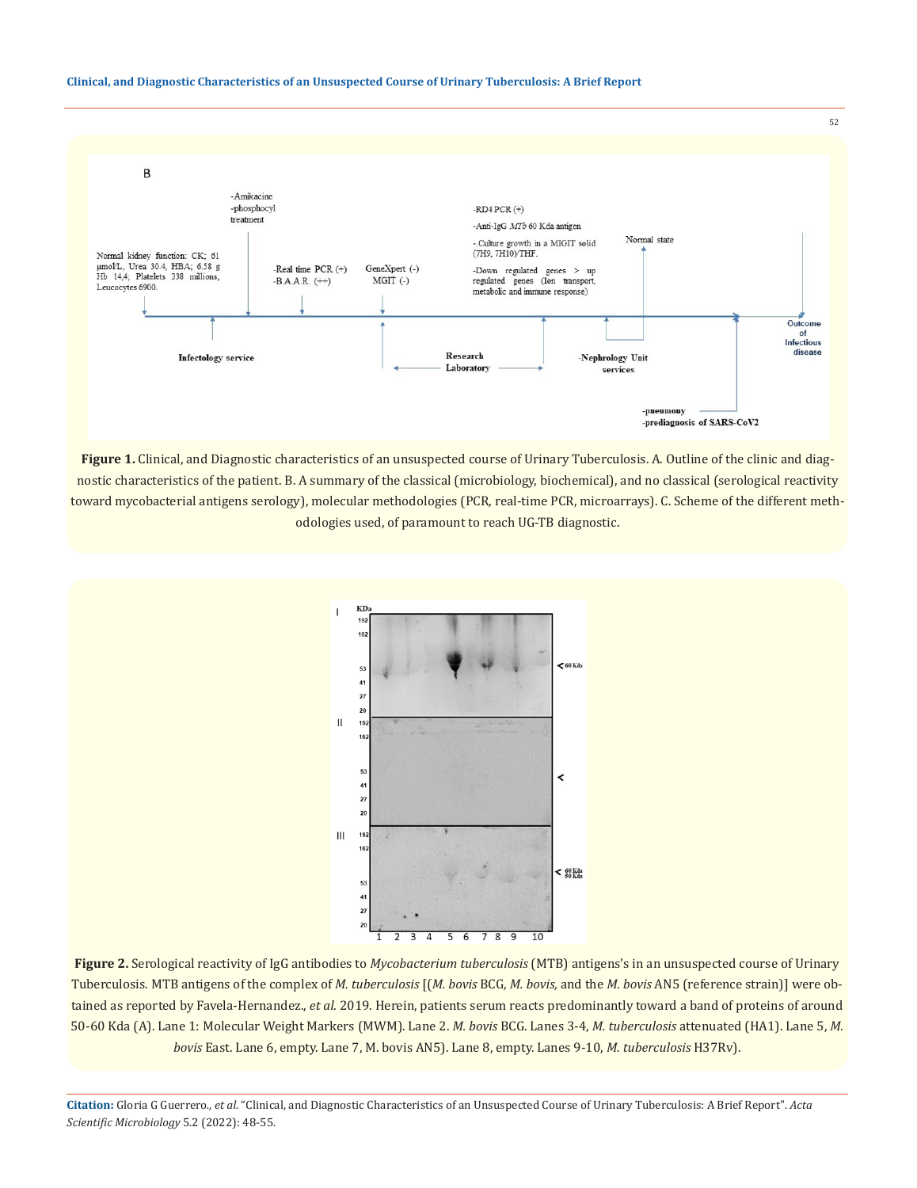**Figure 1.** Clinical, and Diagnostic characteristics of an unsuspected course of Urinary Tuberculosis. A. Outline of the clinic and diagnostic characteristics of the patient. B. A summary of the classical (microbiology, biochemical), and no classical (serological reactivity toward mycobacterial antigens serology), molecular methodologies (PCR, real-time PCR, microarrays). C. Scheme of the different methodologies used, of paramount to reach UG-TB diagnostic.

**Figure 2.** Serological reactivity of IgG antibodies to *Mycobacterium tuberculosis* (MTB) antigens's in an unsuspected course of Urinary Tuberculosis. MTB antigens of the complex of *M. tuberculosis* [(*M. bovis* BCG, *M. bovis,* and the *M. bovis* AN5 (reference strain)] were obtained as reported by Favela-Hernandez., *et al.* 2019. Herein, patients serum reacts predominantly toward a band of proteins of around 50-60 Kda (A). Lane 1: Molecular Weight Markers (MWM). Lane 2. *M. bovis* BCG. Lanes 3-4, *M. tuberculosis* attenuated (HA1). Lane 5, *M. bovis* East. Lane 6, empty. Lane 7, M. bovis AN5). Lane 8, empty. Lanes 9-10, *M. tuberculosis* H37Rv).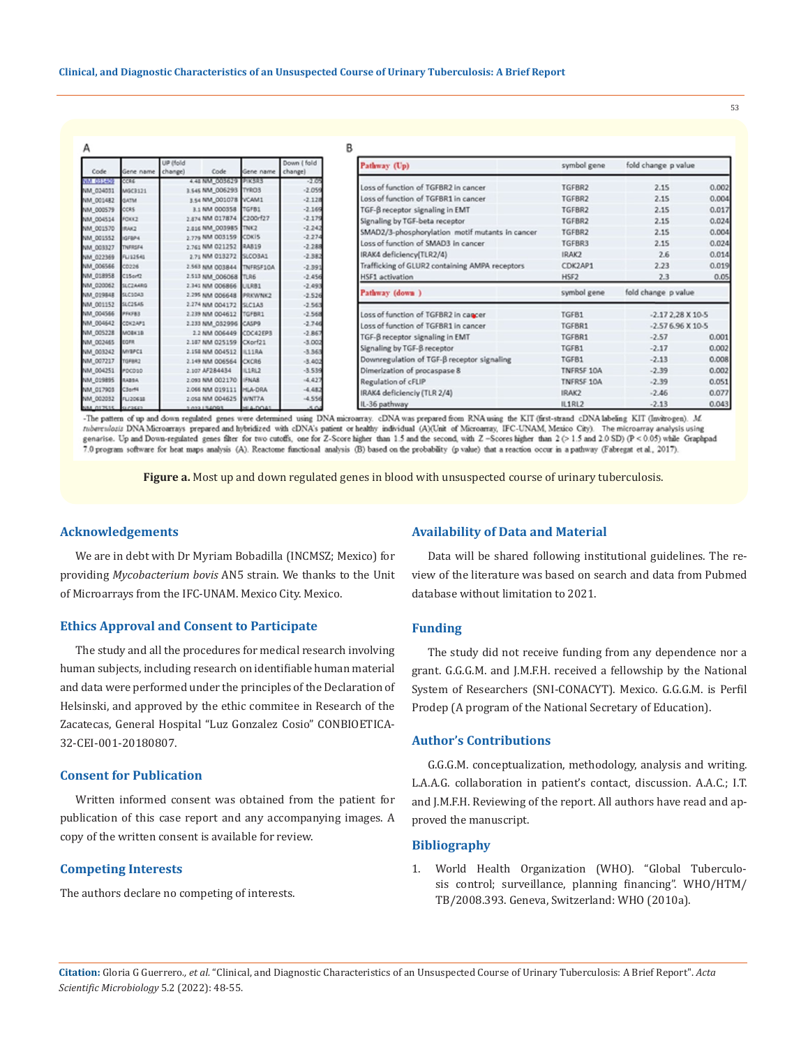A

| Code | Gene name | UP (fold change) | Code | Gene name | Down (fold change) |
|---|---|---|---|---|---|
| NM_031409 | CCR6 | 4.48 | NM_003629 | PIK3R3 | -2.05 |
| NM_024031 | MGC3121 | 3.545 | NM_006293 | TYRO3 | -2.059 |
| NM_001482 | GATM | 3.54 | NM_001078 | VCAM1 | -2.128 |
| NM_000579 | CCR5 | 3.1 | NM 000358 | TGFB1 | -2.169 |
| NM_004514 | FOXK2 | 2.874 | NM 017874 | C20orf27 | -2.179 |
| NM_001570 | IRAK2 | 2.816 | NM_003985 | TNK2 | -2.242 |
| NM_001552 | IGFBP4 | 2.779 | NM 003159 | CDKL5 | -2.274 |
| NM_003327 | TNFRSF4 | 2.761 | NM 021252 | RAB19 | -2.288 |
| NM_022369 | FLJ12541 | 2.71 | NM 013272 | SLCO3A1 | -2.382 |
| NM_006566 | CD226 | 2.563 | NM 003844 | TNFRSF10A | -2.391 |
| NM_018958 | C15orf2 | 2.513 | NM_006068 | TLR6 | -2.456 |
| NM_020062 | SLC2A4RG | 2.341 | NM 006866 | LILRB1 | -2.493 |
| NM_019848 | SLC10A3 | 2.295 | NM 006648 | PRKWNK2 | -2.526 |
| NM_001152 | SLC25A5 | 2.274 | NM 004172 | SLC1A3 | -2.563 |
| NM_004566 | PFKFB3 | 2.239 | NM 004612 | TGFBR1 | -2.568 |
| NM_004642 | CDK2AP1 | 2.233 | NM_032996 | CASP9 | -2.746 |
| NM_005228 | MOBK1B | 2.2 | NM 006449 | CDC42EP3 | -2.867 |
| NM_002465 | EGFR | 2.187 | NM 025159 | CXorf21 | -3.002 |
| NM_003242 | MYBPC1 | 2.158 | NM 004512 | IL11RA | -3.363 |
| NM_007217 | TGFBR2 | 2.149 | NM 006564 | CXCR6 | -3.402 |
| NM_004251 | PDCD10 | 2.107 | AF284434 | IL1RL2 | -3.539 |
| NM_019895 | RAB9A | 2.093 | NM 002170 | IFNA8 | -4.427 |
| NM_017903 | C3orf4 | 2.066 | NM 019111 | HLA-DRA | -4.482 |
| NM_002032 | FLJ20618 | 2.058 | NM 004625 | WNT7A | -4.556 |
| NM_017535 | SLC25A5 | 2.033 | L34093 | HLA-DQA1 | -5.04 |

B

| Pathway (Up) | symbol gene | fold change | p value |
|---|---|---|---|
| Loss of function of TGFBR2 in cancer | TGFBR2 | 2.15 | 0.002 |
| Loss of function of TGFBR1 in cancer | TGFBR2 | 2.15 | 0.004 |
| TGF-β receptor signaling in EMT | TGFBR2 | 2.15 | 0.017 |
| Signaling by TGF-beta receptor | TGFBR2 | 2.15 | 0.024 |
| SMAD2/3-phosphorylation motif mutants in cancer | TGFBR2 | 2.15 | 0.004 |
| Loss of function of SMAD3 in cancer | TGFBR3 | 2.15 | 0.024 |
| IRAK4 deficiency(TLR2/4) | IRAK2 | 2.6 | 0.014 |
| Trafficking of GLUR2 containing AMPA receptors | CDK2AP1 | 2.23 | 0.019 |
| HSF1 activation | HSF2 | 2.3 | 0.05 |
| **Pathway (down )** | **symbol gene** | **fold change** | **p value** |
| Loss of function of TGFBR2 in cancer | TGFB1 | -2.17 | 2,28 X 10-5 |
| Loss of function of TGFBR1 in cancer | TGFBR1 | -2.57 | 6.96 X 10-5 |
| TGF-β receptor signaling in EMT | TGFBR1 | -2.57 | 0.001 |
| Signaling by TGF-β receptor | TGFB1 | -2.17 | 0.002 |
| Downregulation of TGF-β receptor signaling | TGFB1 | -2.13 | 0.008 |
| Dimerization of procaspase 8 | TNFRSF 10A | -2.39 | 0.002 |
| Regulation of cFLIP | TNFRSF 10A | -2.39 | 0.051 |
| IRAK4 deficienciy (TLR 2/4) | IRAK2 | -2.46 | 0.077 |
| IL-36 pathway | IL1RL2 | -2.13 | 0.043 |

-The pattern of up and down regulated genes were determined using DNA microarray. cDNA was prepared from RNA using the KIT (first-strand cDNA labeling KIT (Invitrogen). *M. tuberculosis* DNA Microarrays prepared and hybridized with cDNA's patient or healthy individual (A)(Unit of Microarray, IFC-UNAM, Mexico City). The microarray analysis using genarise. Up and Down-regulated genes filter for two cutoffs, one for Z-Score higher than 1.5 and the second, with Z –Scores higher than 2 (> 1.5 and 2.0 SD) ($P < 0.05$) while Graphpad 7.0 program software for heat maps analysis (A). Reactome functional analysis (B) based on the probability (p value) that a reaction occur in a pathway (Fabregat et al., 2017).

**Figure a.** Most up and down regulated genes in blood with unsuspected course of urinary tuberculosis.

## Acknowledgements

We are in debt with Dr Myriam Bobadilla (INCMSZ; Mexico) for providing *Mycobacterium bovis* AN5 strain. We thanks to the Unit of Microarrays from the IFC-UNAM. Mexico City. Mexico.

## Ethics Approval and Consent to Participate

The study and all the procedures for medical research involving human subjects, including research on identifiable human material and data were performed under the principles of the Declaration of Helsinki, and approved by the ethic commitee in Research of the Zacatecas, General Hospital "Luz Gonzalez Cosio" CONBIOETICA-32-CEI-001-20180807.

## Consent for Publication

Written informed consent was obtained from the patient for publication of this case report and any accompanying images. A copy of the written consent is available for review.

## Competing Interests

The authors declare no competing of interests.

## Availability of Data and Material

Data will be shared following institutional guidelines. The review of the literature was based on search and data from Pubmed database without limitation to 2021.

## Funding

The study did not receive funding from any dependence nor a grant. G.G.G.M. and J.M.F.H. received a fellowship by the National System of Researchers (SNI-CONACYT). Mexico. G.G.G.M. is Perfil Prodep (A program of the National Secretary of Education).

## Author's Contributions

G.G.G.M. conceptualization, methodology, analysis and writing. L.A.A.G. collaboration in patient's contact, discussion. A.A.C.; I.T. and J.M.F.H. Reviewing of the report. All authors have read and approved the manuscript.

## Bibliography

1. World Health Organization (WHO). "Global Tuberculosis control; surveillance, planning financing". WHO/HTM/TB/2008.393. Geneva, Switzerland: WHO (2010a).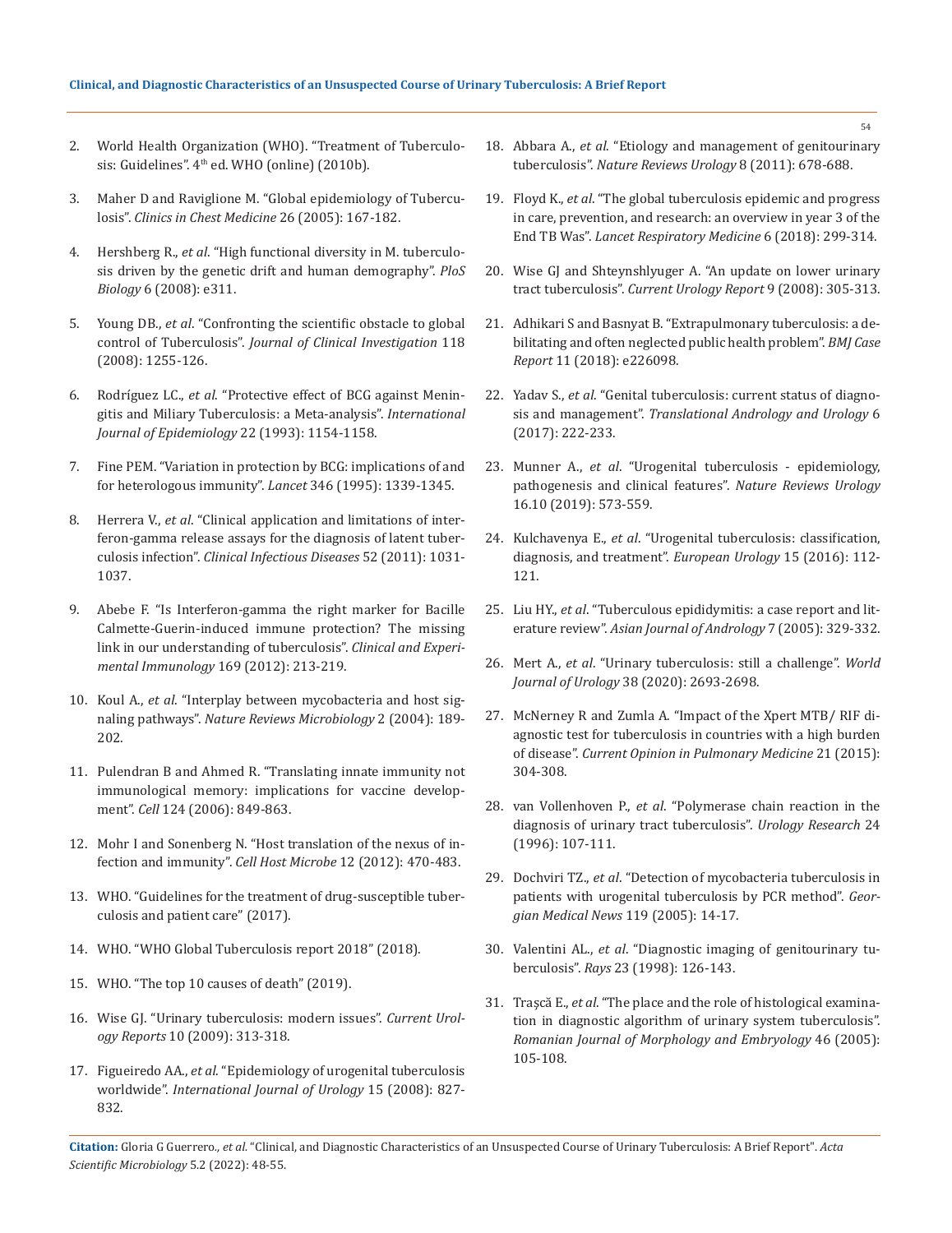2. World Health Organization (WHO). "Treatment of Tuberculosis: Guidelines". 4th ed. WHO (online) (2010b).
3. Maher D and Raviglione M. "Global epidemiology of Tuberculosis". *Clinics in Chest Medicine* 26 (2005): 167-182.
4. Hershberg R., *et al*. "High functional diversity in M. tuberculosis driven by the genetic drift and human demography". *PloS Biology* 6 (2008): e311.
5. Young DB., *et al*. "Confronting the scientific obstacle to global control of Tuberculosis". *Journal of Clinical Investigation* 118 (2008): 1255-126.
6. Rodríguez LC., *et al*. "Protective effect of BCG against Meningitis and Miliary Tuberculosis: a Meta-analysis". *International Journal of Epidemiology* 22 (1993): 1154-1158.
7. Fine PEM. "Variation in protection by BCG: implications of and for heterologous immunity". *Lancet* 346 (1995): 1339-1345.
8. Herrera V., *et al*. "Clinical application and limitations of interferon-gamma release assays for the diagnosis of latent tuberculosis infection". *Clinical Infectious Diseases* 52 (2011): 1031-1037.
9. Abebe F. "Is Interferon-gamma the right marker for Bacille Calmette-Guerin-induced immune protection? The missing link in our understanding of tuberculosis". *Clinical and Experimental Immunology* 169 (2012): 213-219.
10. Koul A., *et al*. "Interplay between mycobacteria and host signaling pathways". *Nature Reviews Microbiology* 2 (2004): 189-202.
11. Pulendran B and Ahmed R. "Translating innate immunity not immunological memory: implications for vaccine development". *Cell* 124 (2006): 849-863.
12. Mohr I and Sonenberg N. "Host translation of the nexus of infection and immunity". *Cell Host Microbe* 12 (2012): 470-483.
13. WHO. "Guidelines for the treatment of drug-susceptible tuberculosis and patient care" (2017).
14. WHO. "WHO Global Tuberculosis report 2018" (2018).
15. WHO. "The top 10 causes of death" (2019).
16. Wise GJ. "Urinary tuberculosis: modern issues". *Current Urology Reports* 10 (2009): 313-318.
17. Figueiredo AA., *et al*. "Epidemiology of urogenital tuberculosis worldwide". *International Journal of Urology* 15 (2008): 827-832.
18. Abbara A., *et al*. "Etiology and management of genitourinary tuberculosis". *Nature Reviews Urology* 8 (2011): 678-688.
19. Floyd K., *et al*. "The global tuberculosis epidemic and progress in care, prevention, and research: an overview in year 3 of the End TB Was". *Lancet Respiratory Medicine* 6 (2018): 299-314.
20. Wise GJ and Shteynshlyuger A. "An update on lower urinary tract tuberculosis". *Current Urology Report* 9 (2008): 305-313.
21. Adhikari S and Basnyat B. "Extrapulmonary tuberculosis: a debilitating and often neglected public health problem". *BMJ Case Report* 11 (2018): e226098.
22. Yadav S., *et al*. "Genital tuberculosis: current status of diagnosis and management". *Translational Andrology and Urology* 6 (2017): 222-233.
23. Munner A., *et al*. "Urogenital tuberculosis - epidemiology, pathogenesis and clinical features". *Nature Reviews Urology* 16.10 (2019): 573-559.
24. Kulchavenya E., *et al*. "Urogenital tuberculosis: classification, diagnosis, and treatment". *European Urology* 15 (2016): 112-121.
25. Liu HY., *et al*. "Tuberculous epididymitis: a case report and literature review". *Asian Journal of Andrology* 7 (2005): 329-332.
26. Mert A., *et al*. "Urinary tuberculosis: still a challenge". *World Journal of Urology* 38 (2020): 2693-2698.
27. McNerney R and Zumla A. "Impact of the Xpert MTB/ RIF diagnostic test for tuberculosis in countries with a high burden of disease". *Current Opinion in Pulmonary Medicine* 21 (2015): 304-308.
28. van Vollenhoven P., *et al*. "Polymerase chain reaction in the diagnosis of urinary tract tuberculosis". *Urology Research* 24 (1996): 107-111.
29. Dochviri TZ., *et al*. "Detection of mycobacteria tuberculosis in patients with urogenital tuberculosis by PCR method". *Georgian Medical News* 119 (2005): 14-17.
30. Valentini AL., *et al*. "Diagnostic imaging of genitourinary tuberculosis". *Rays* 23 (1998): 126-143.
31. Trașcă E., *et al*. "The place and the role of histological examination in diagnostic algorithm of urinary system tuberculosis". *Romanian Journal of Morphology and Embryology* 46 (2005): 105-108.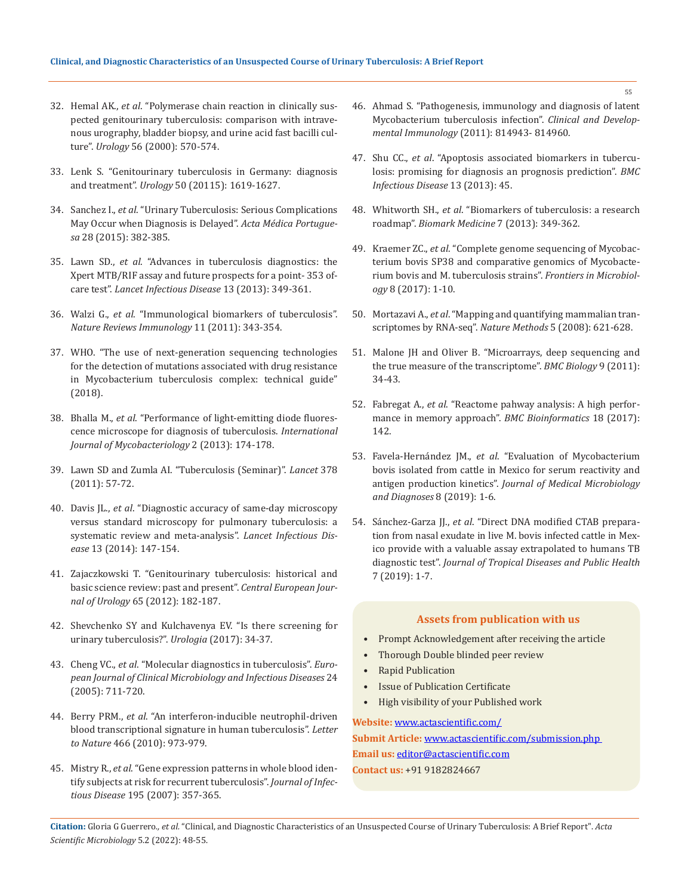32. Hemal AK., *et al*. "Polymerase chain reaction in clinically suspected genitourinary tuberculosis: comparison with intravenous urography, bladder biopsy, and urine acid fast bacilli culture". *Urology* 56 (2000): 570-574.
33. Lenk S. "Genitourinary tuberculosis in Germany: diagnosis and treatment". *Urology* 50 (20115): 1619-1627.
34. Sanchez I., *et al*. "Urinary Tuberculosis: Serious Complications May Occur when Diagnosis is Delayed". *Acta Médica Portuguesa* 28 (2015): 382-385.
35. Lawn SD., *et al*. "Advances in tuberculosis diagnostics: the Xpert MTB/RIF assay and future prospects for a point- 353 of-care test". *Lancet Infectious Disease* 13 (2013): 349-361.
36. Walzi G., *et al*. "Immunological biomarkers of tuberculosis". *Nature Reviews Immunology* 11 (2011): 343-354.
37. WHO. "The use of next-generation sequencing technologies for the detection of mutations associated with drug resistance in Mycobacterium tuberculosis complex: technical guide" (2018).
38. Bhalla M., *et al*. "Performance of light-emitting diode fluorescence microscope for diagnosis of tuberculosis. *International Journal of Mycobacteriology* 2 (2013): 174-178.
39. Lawn SD and Zumla AI. "Tuberculosis (Seminar)". *Lancet* 378 (2011): 57-72.
40. Davis JL., *et al*. "Diagnostic accuracy of same-day microscopy versus standard microscopy for pulmonary tuberculosis: a systematic review and meta-analysis". *Lancet Infectious Disease* 13 (2014): 147-154.
41. Zajaczkowski T. "Genitourinary tuberculosis: historical and basic science review: past and present". *Central European Journal of Urology* 65 (2012): 182-187.
42. Shevchenko SY and Kulchavenya EV. "Is there screening for urinary tuberculosis?". *Urologia* (2017): 34-37.
43. Cheng VC., *et al*. "Molecular diagnostics in tuberculosis". *European Journal of Clinical Microbiology and Infectious Diseases* 24 (2005): 711-720.
44. Berry PRM., *et al*. "An interferon-inducible neutrophil-driven blood transcriptional signature in human tuberculosis". *Letter to Nature* 466 (2010): 973-979.
45. Mistry R., *et al*. "Gene expression patterns in whole blood identify subjects at risk for recurrent tuberculosis". *Journal of Infectious Disease* 195 (2007): 357-365.
46. Ahmad S. "Pathogenesis, immunology and diagnosis of latent Mycobacterium tuberculosis infection". *Clinical and Developmental Immunology* (2011): 814943- 814960.
47. Shu CC., *et al*. "Apoptosis associated biomarkers in tuberculosis: promising for diagnosis an prognosis prediction". *BMC Infectious Disease* 13 (2013): 45.
48. Whitworth SH., *et al*. "Biomarkers of tuberculosis: a research roadmap". *Biomark Medicine* 7 (2013): 349-362.
49. Kraemer ZC., *et al*. "Complete genome sequencing of Mycobacterium bovis SP38 and comparative genomics of Mycobacterium bovis and M. tuberculosis strains". *Frontiers in Microbiology* 8 (2017): 1-10.
50. Mortazavi A., *et al*. "Mapping and quantifying mammalian transcriptomes by RNA-seq". *Nature Methods* 5 (2008): 621-628.
51. Malone JH and Oliver B. "Microarrays, deep sequencing and the true measure of the transcriptome". *BMC Biology* 9 (2011): 34-43.
52. Fabregat A., *et al*. "Reactome pahway analysis: A high performance in memory approach". *BMC Bioinformatics* 18 (2017): 142.
53. Favela-Hernández JM., *et al*. "Evaluation of Mycobacterium bovis isolated from cattle in Mexico for serum reactivity and antigen production kinetics". *Journal of Medical Microbiology and Diagnoses* 8 (2019): 1-6.
54. Sánchez-Garza JJ., *et al*. "Direct DNA modified CTAB preparation from nasal exudate in live M. bovis infected cattle in Mexico provide with a valuable assay extrapolated to humans TB diagnostic test". *Journal of Tropical Diseases and Public Health* 7 (2019): 1-7.

**Assets from publication with us**

- Prompt Acknowledgement after receiving the article
- Thorough Double blinded peer review
- Rapid Publication
- Issue of Publication Certificate
- High visibility of your Published work

**Website:** www.actascientific.com/
**Submit Article:** www.actascientific.com/submission.php
**Email us:** editor@actascientific.com
**Contact us:** +91 9182824667